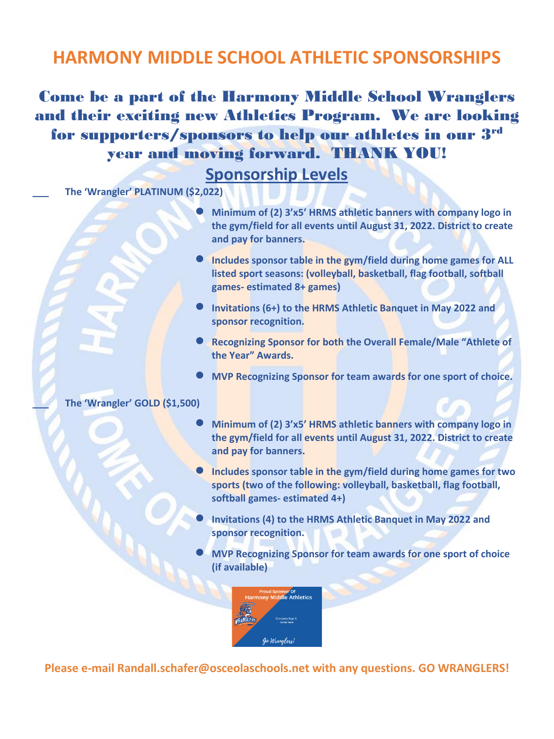# HARMONY MIDDLE SCHOOL ATHLETIC SPONSORSHIPS

## Come be a part of the Harmony Middle School Wranglers and their exciting new Athletics Program. We are looking for supporters/sponsors to help our athletes in our 3rd year and moving forward. THANK YOU!

## Sponsorship Levels

___ **The 'Wrangler' PLATINUM ($2,022)**

- **Minimum of (2) 3'x5' HRMS athletic banners with company logo in the gym/field for all events until August 31, 2022. District to create and pay for banners.**
- **Includes sponsor table in the gym/field during home games for ALL listed sport seasons: (volleyball, basketball, flag football, softball games- estimated 8+ games)**
- **Invitations (6+) to the HRMS Athletic Banquet in May 2022 and sponsor recognition.**
- **Recognizing Sponsor for both the Overall Female/Male "Athlete of the Year" Awards.**
- **MVP Recognizing Sponsor for team awards for one sport of choice.**

___ **The 'Wrangler' GOLD ($1,500)**

- **Minimum of (2) 3'x5' HRMS athletic banners with company logo in the gym/field for all events until August 31, 2022. District to create and pay for banners.**
- **Includes sponsor table in the gym/field during home games for two sports (two of the following: volleyball, basketball, flag football, softball games- estimated 4+)**
- **Invitations (4) to the HRMS Athletic Banquet in May 2022 and sponsor recognition.**
- **MVP Recognizing Sponsor for team awards for one sport of choice (if available)**

Proud Sponsor Of Harmony Middle Athletics

Company logo & name here

Go Wranglers!

**Please e-mail Randall.schafer@osceolaschools.net with any questions. GO WRANGLERS!**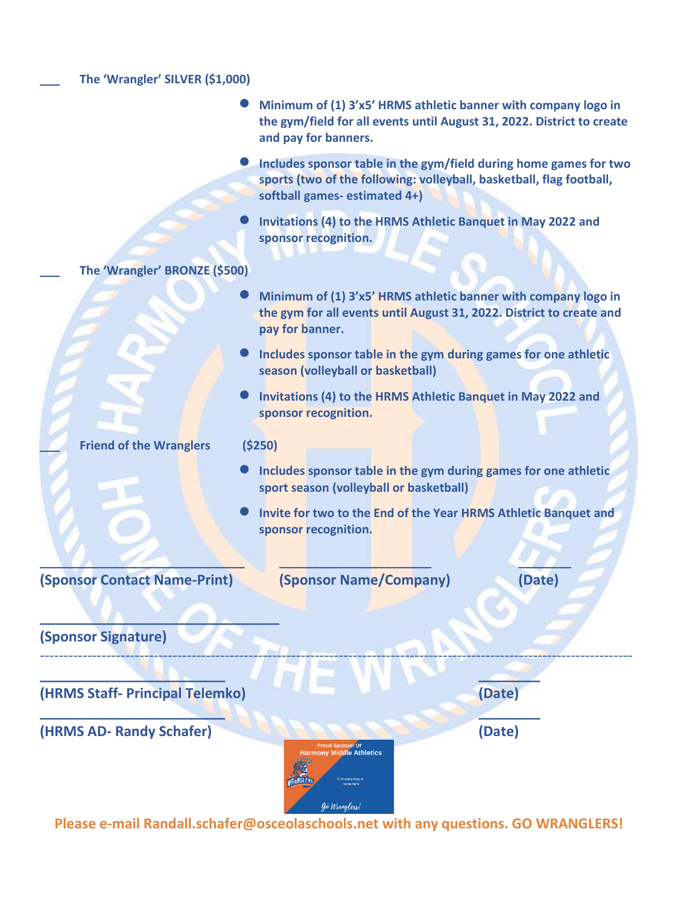___ **The 'Wrangler' SILVER ($1,000)**

- **Minimum of (1) 3'x5' HRMS athletic banner with company logo in the gym/field for all events until August 31, 2022. District to create and pay for banners.**
- **Includes sponsor table in the gym/field during home games for two sports (two of the following: volleyball, basketball, flag football, softball games- estimated 4+)**
- **Invitations (4) to the HRMS Athletic Banquet in May 2022 and sponsor recognition.**

___ **The 'Wrangler' BRONZE ($500)**

- **Minimum of (1) 3'x5' HRMS athletic banner with company logo in the gym for all events until August 31, 2022. District to create and pay for banner.**
- **Includes sponsor table in the gym during games for one athletic season (volleyball or basketball)**
- **Invitations (4) to the HRMS Athletic Banquet in May 2022 and sponsor recognition.**

___ **Friend of the Wranglers ($250)**

- **Includes sponsor table in the gym during games for one athletic sport season (volleyball or basketball)**
- **Invite for two to the End of the Year HRMS Athletic Banquet and sponsor recognition.**

______________________________ ______________________ ________

**(Sponsor Contact Name-Print)** **(Sponsor Name/Company)** **(Date)**

___________________________________

**(Sponsor Signature)**

---

___________________________ ________

**(HRMS Staff- Principal Telemko)** **(Date)**

___________________________ ________

**(HRMS AD- Randy Schafer)** **(Date)**

Proud Sponsor Of Harmony Middle Athletics

Company logo & name here

Go Wranglers!

**Please e-mail Randall.schafer@osceolaschools.net with any questions. GO WRANGLERS!**